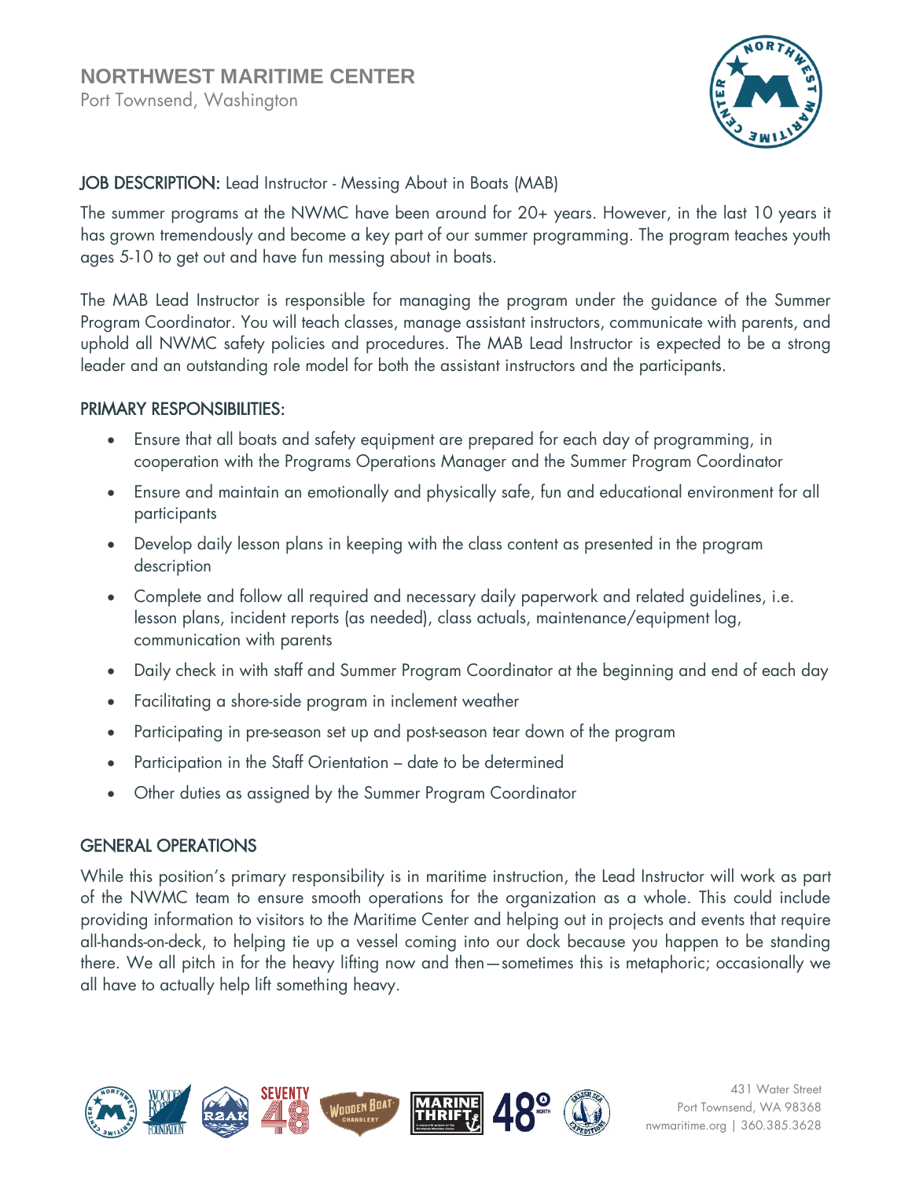# NORTHWEST MARITIME CENTER

Port Townsend, Washington

**JOB DESCRIPTION:** Lead Instructor - Messing About in Boats (MAB)

The summer programs at the NWMC have been around for 20+ years. However, in the last 10 years it has grown tremendously and become a key part of our summer programming. The program teaches youth ages 5-10 to get out and have fun messing about in boats.

The MAB Lead Instructor is responsible for managing the program under the guidance of the Summer Program Coordinator. You will teach classes, manage assistant instructors, communicate with parents, and uphold all NWMC safety policies and procedures. The MAB Lead Instructor is expected to be a strong leader and an outstanding role model for both the assistant instructors and the participants.

## PRIMARY RESPONSIBILITIES:

- Ensure that all boats and safety equipment are prepared for each day of programming, in cooperation with the Programs Operations Manager and the Summer Program Coordinator
- Ensure and maintain an emotionally and physically safe, fun and educational environment for all participants
- Develop daily lesson plans in keeping with the class content as presented in the program description
- Complete and follow all required and necessary daily paperwork and related guidelines, i.e. lesson plans, incident reports (as needed), class actuals, maintenance/equipment log, communication with parents
- Daily check in with staff and Summer Program Coordinator at the beginning and end of each day
- Facilitating a shore-side program in inclement weather
- Participating in pre-season set up and post-season tear down of the program
- Participation in the Staff Orientation – date to be determined
- Other duties as assigned by the Summer Program Coordinator

## GENERAL OPERATIONS

While this position's primary responsibility is in maritime instruction, the Lead Instructor will work as part of the NWMC team to ensure smooth operations for the organization as a whole. This could include providing information to visitors to the Maritime Center and helping out in projects and events that require all-hands-on-deck, to helping tie up a vessel coming into our dock because you happen to be standing there. We all pitch in for the heavy lifting now and then—sometimes this is metaphoric; occasionally we all have to actually help lift something heavy.

431 Water Street
Port Townsend, WA 98368
nwmaritime.org | 360.385.3628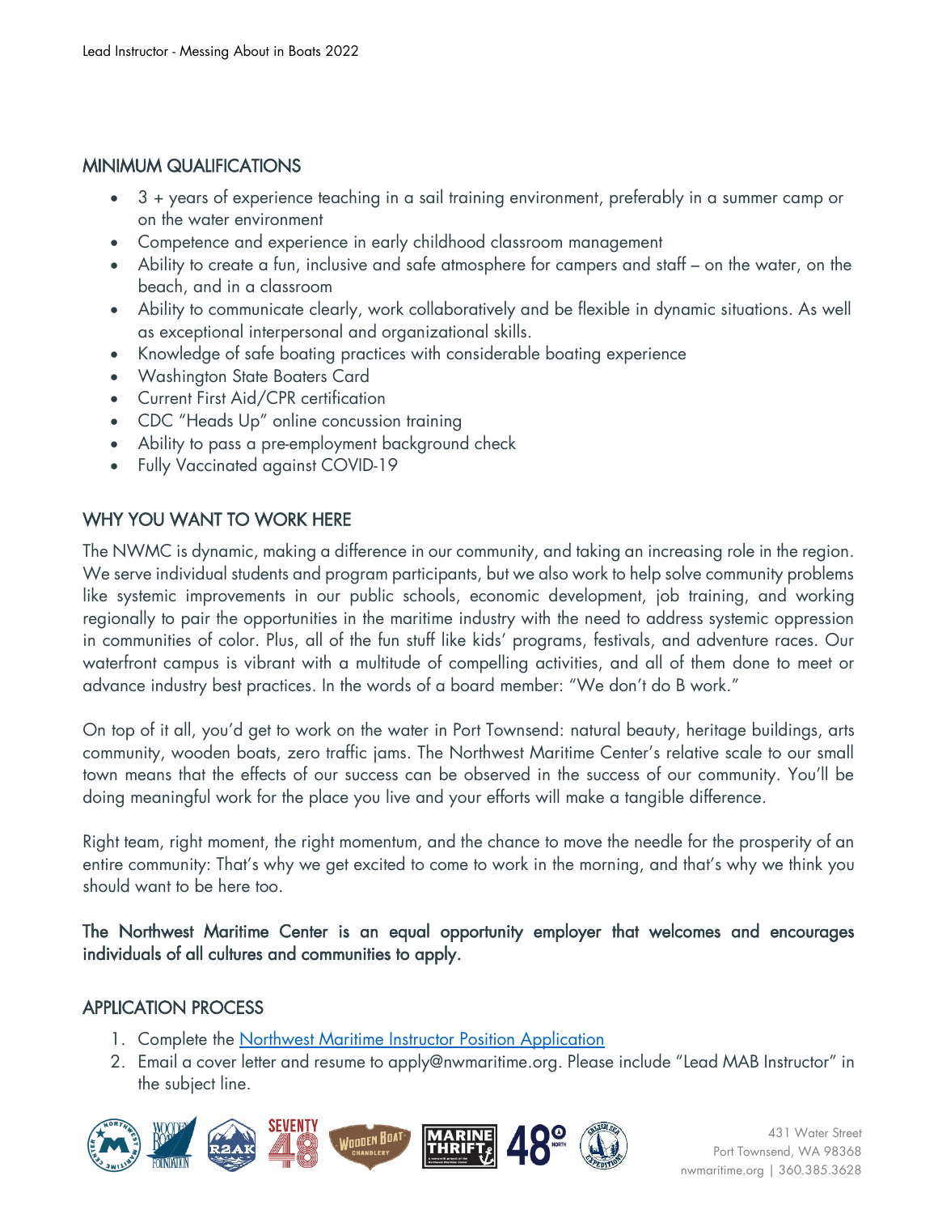## MINIMUM QUALIFICATIONS

- 3 + years of experience teaching in a sail training environment, preferably in a summer camp or on the water environment
- Competence and experience in early childhood classroom management
- Ability to create a fun, inclusive and safe atmosphere for campers and staff – on the water, on the beach, and in a classroom
- Ability to communicate clearly, work collaboratively and be flexible in dynamic situations. As well as exceptional interpersonal and organizational skills.
- Knowledge of safe boating practices with considerable boating experience
- Washington State Boaters Card
- Current First Aid/CPR certification
- CDC "Heads Up" online concussion training
- Ability to pass a pre-employment background check
- Fully Vaccinated against COVID-19

## WHY YOU WANT TO WORK HERE

The NWMC is dynamic, making a difference in our community, and taking an increasing role in the region. We serve individual students and program participants, but we also work to help solve community problems like systemic improvements in our public schools, economic development, job training, and working regionally to pair the opportunities in the maritime industry with the need to address systemic oppression in communities of color. Plus, all of the fun stuff like kids' programs, festivals, and adventure races. Our waterfront campus is vibrant with a multitude of compelling activities, and all of them done to meet or advance industry best practices. In the words of a board member: "We don't do B work."

On top of it all, you'd get to work on the water in Port Townsend: natural beauty, heritage buildings, arts community, wooden boats, zero traffic jams. The Northwest Maritime Center's relative scale to our small town means that the effects of our success can be observed in the success of our community. You'll be doing meaningful work for the place you live and your efforts will make a tangible difference.

Right team, right moment, the right momentum, and the chance to move the needle for the prosperity of an entire community: That's why we get excited to come to work in the morning, and that's why we think you should want to be here too.

**The Northwest Maritime Center is an equal opportunity employer that welcomes and encourages individuals of all cultures and communities to apply.**

## APPLICATION PROCESS

1. Complete the Northwest Maritime Instructor Position Application
2. Email a cover letter and resume to apply@nwmaritime.org. Please include "Lead MAB Instructor" in the subject line.

431 Water Street
Port Townsend, WA 98368
nwmaritime.org | 360.385.3628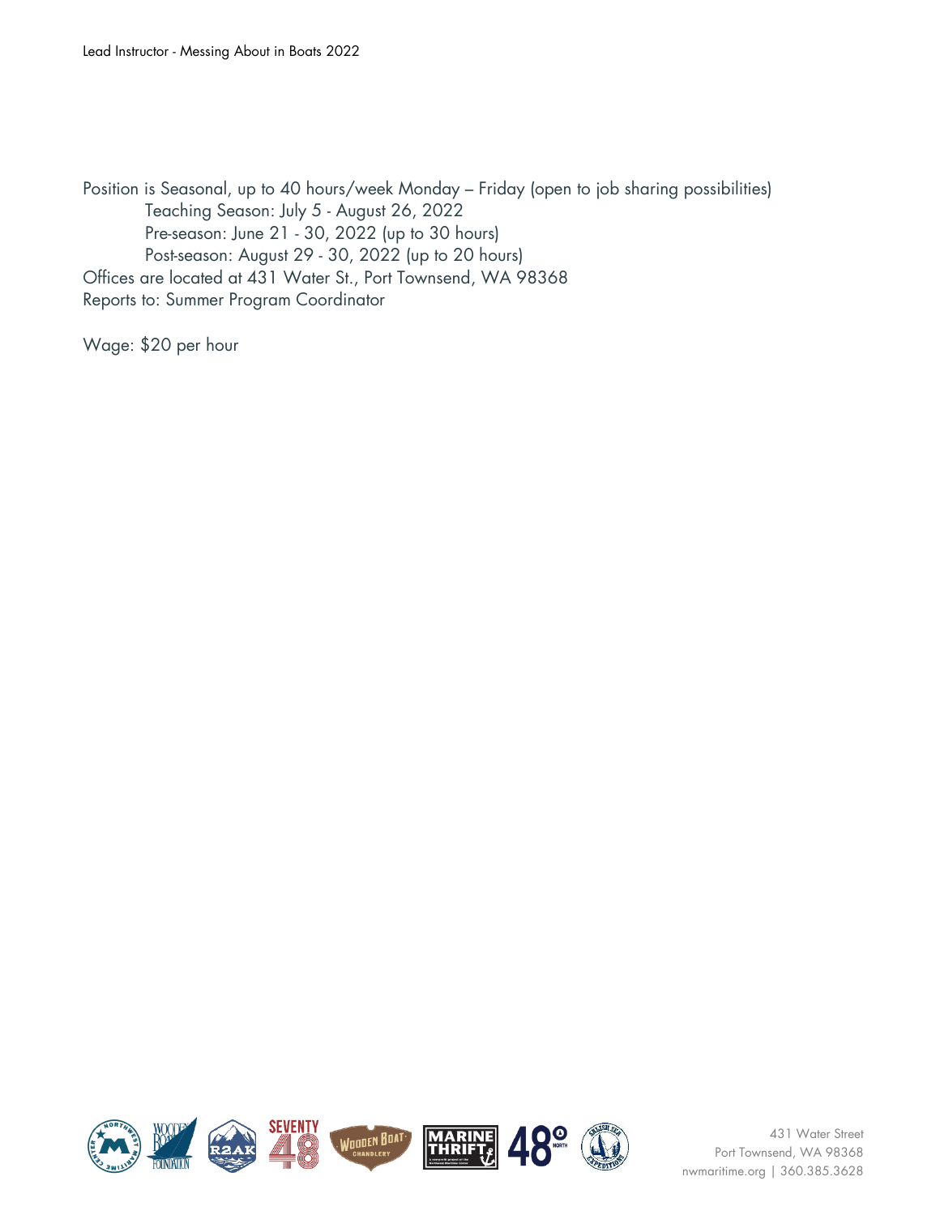Position is Seasonal, up to 40 hours/week Monday – Friday (open to job sharing possibilities)

  Teaching Season: July 5 - August 26, 2022

  Pre-season: June 21 - 30, 2022 (up to 30 hours)

  Post-season: August 29 - 30, 2022 (up to 20 hours)

Offices are located at 431 Water St., Port Townsend, WA 98368

Reports to: Summer Program Coordinator

Wage: $20 per hour